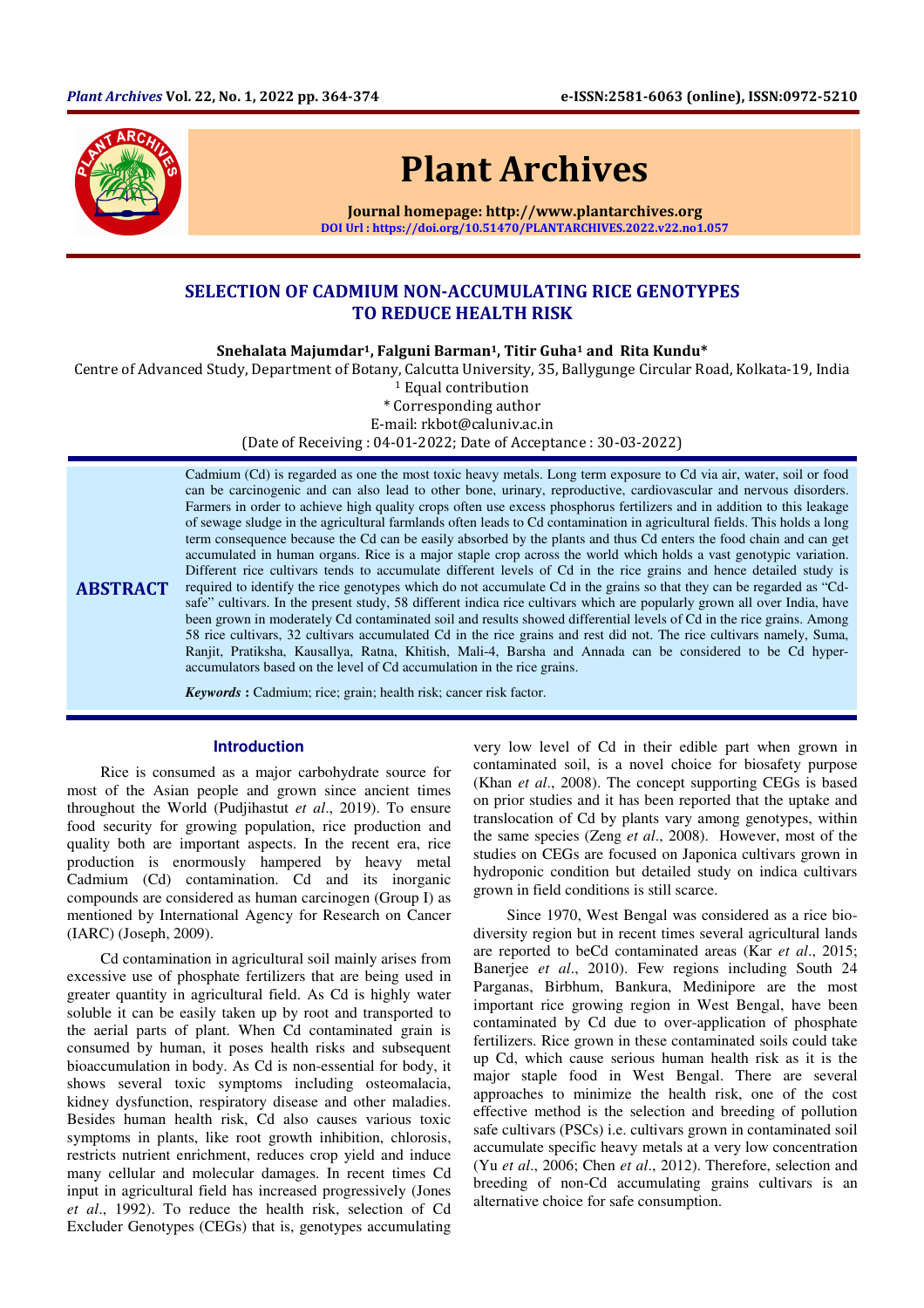# SELECTION OF CADMIUM NON-ACCUMULATING RICE GENOTYPES TO REDUCE HEALTH RISK

**Snehalata Majumdar[1], Falguni Barman[1], Titir Guha[1] and Rita Kundu***

Centre of Advanced Study, Department of Botany, Calcutta University, 35, Ballygunge Circular Road, Kolkata-19, India

[1] Equal contribution

\* Corresponding author

E-mail: rkbot@caluniv.ac.in

(Date of Receiving : 04-01-2022; Date of Acceptance : 30-03-2022)

## ABSTRACT

Cadmium (Cd) is regarded as one the most toxic heavy metals. Long term exposure to Cd via air, water, soil or food can be carcinogenic and can also lead to other bone, urinary, reproductive, cardiovascular and nervous disorders. Farmers in order to achieve high quality crops often use excess phosphorus fertilizers and in addition to this leakage of sewage sludge in the agricultural farmlands often leads to Cd contamination in agricultural fields. This holds a long term consequence because the Cd can be easily absorbed by the plants and thus Cd enters the food chain and can get accumulated in human organs. Rice is a major staple crop across the world which holds a vast genotypic variation. Different rice cultivars tends to accumulate different levels of Cd in the rice grains and hence detailed study is required to identify the rice genotypes which do not accumulate Cd in the grains so that they can be regarded as "Cd-safe" cultivars. In the present study, 58 different indica rice cultivars which are popularly grown all over India, have been grown in moderately Cd contaminated soil and results showed differential levels of Cd in the rice grains. Among 58 rice cultivars, 32 cultivars accumulated Cd in the rice grains and rest did not. The rice cultivars namely, Suma, Ranjit, Pratiksha, Kausallya, Ratna, Khitish, Mali-4, Barsha and Annada can be considered to be Cd hyper-accumulators based on the level of Cd accumulation in the rice grains.

***Keywords*** **:** Cadmium; rice; grain; health risk; cancer risk factor.

## Introduction

Rice is consumed as a major carbohydrate source for most of the Asian people and grown since ancient times throughout the World (Pudjihastut *et al*., 2019). To ensure food security for growing population, rice production and quality both are important aspects. In the recent era, rice production is enormously hampered by heavy metal Cadmium (Cd) contamination. Cd and its inorganic compounds are considered as human carcinogen (Group I) as mentioned by International Agency for Research on Cancer (IARC) (Joseph, 2009).

Cd contamination in agricultural soil mainly arises from excessive use of phosphate fertilizers that are being used in greater quantity in agricultural field. As Cd is highly water soluble it can be easily taken up by root and transported to the aerial parts of plant. When Cd contaminated grain is consumed by human, it poses health risks and subsequent bioaccumulation in body. As Cd is non-essential for body, it shows several toxic symptoms including osteomalacia, kidney dysfunction, respiratory disease and other maladies. Besides human health risk, Cd also causes various toxic symptoms in plants, like root growth inhibition, chlorosis, restricts nutrient enrichment, reduces crop yield and induce many cellular and molecular damages. In recent times Cd input in agricultural field has increased progressively (Jones *et al*., 1992). To reduce the health risk, selection of Cd Excluder Genotypes (CEGs) that is, genotypes accumulating very low level of Cd in their edible part when grown in contaminated soil, is a novel choice for biosafety purpose (Khan *et al*., 2008). The concept supporting CEGs is based on prior studies and it has been reported that the uptake and translocation of Cd by plants vary among genotypes, within the same species (Zeng *et al*., 2008). However, most of the studies on CEGs are focused on Japonica cultivars grown in hydroponic condition but detailed study on indica cultivars grown in field conditions is still scarce.

Since 1970, West Bengal was considered as a rice bio-diversity region but in recent times several agricultural lands are reported to beCd contaminated areas (Kar *et al*., 2015; Banerjee *et al*., 2010). Few regions including South 24 Parganas, Birbhum, Bankura, Medinipore are the most important rice growing region in West Bengal, have been contaminated by Cd due to over-application of phosphate fertilizers. Rice grown in these contaminated soils could take up Cd, which cause serious human health risk as it is the major staple food in West Bengal. There are several approaches to minimize the health risk, one of the cost effective method is the selection and breeding of pollution safe cultivars (PSCs) i.e. cultivars grown in contaminated soil accumulate specific heavy metals at a very low concentration (Yu *et al*., 2006; Chen *et al*., 2012). Therefore, selection and breeding of non-Cd accumulating grains cultivars is an alternative choice for safe consumption.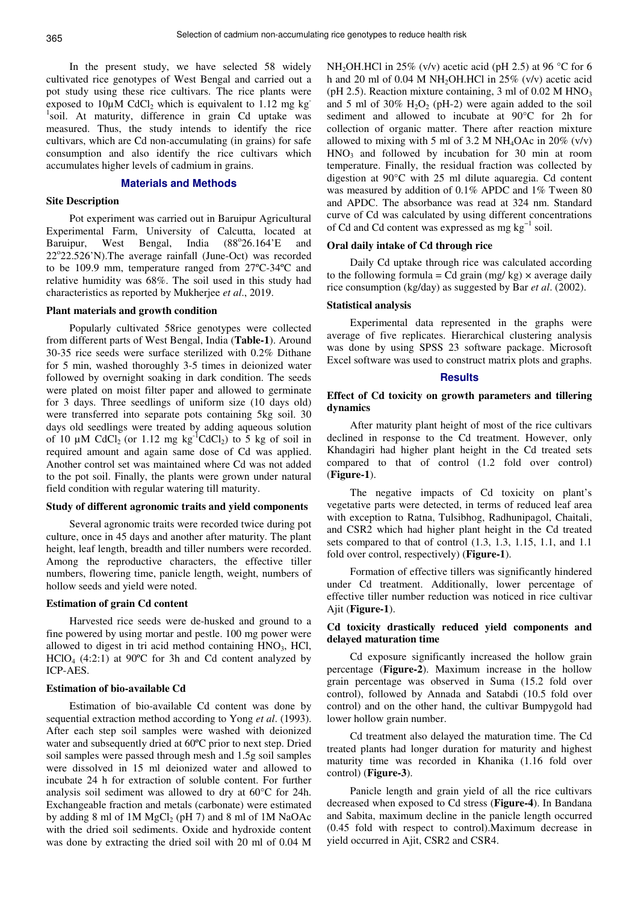In the present study, we have selected 58 widely cultivated rice genotypes of West Bengal and carried out a pot study using these rice cultivars. The rice plants were exposed to 10μM $CdCl_2$ which is equivalent to 1.12 mg $kg^{-1}$soil. At maturity, difference in grain Cd uptake was measured. Thus, the study intends to identify the rice cultivars, which are Cd non-accumulating (in grains) for safe consumption and also identify the rice cultivars which accumulates higher levels of cadmium in grains.

## Materials and Methods

### Site Description

Pot experiment was carried out in Baruipur Agricultural Experimental Farm, University of Calcutta, located at Baruipur, West Bengal, India (88°26.164'E and 22°22.526'N).The average rainfall (June-Oct) was recorded to be 109.9 mm, temperature ranged from 27ºC-34ºC and relative humidity was 68%. The soil used in this study had characteristics as reported by Mukherjee *et al*., 2019.

### Plant materials and growth condition

Popularly cultivated 58rice genotypes were collected from different parts of West Bengal, India (**Table-1**). Around 30-35 rice seeds were surface sterilized with 0.2% Dithane for 5 min, washed thoroughly 3-5 times in deionized water followed by overnight soaking in dark condition. The seeds were plated on moist filter paper and allowed to germinate for 3 days. Three seedlings of uniform size (10 days old) were transferred into separate pots containing 5kg soil. 30 days old seedlings were treated by adding aqueous solution of 10 μM $CdCl_2$ (or 1.12 mg $kg^{-1}$$CdCl_2$) to 5 kg of soil in required amount and again same dose of Cd was applied. Another control set was maintained where Cd was not added to the pot soil. Finally, the plants were grown under natural field condition with regular watering till maturity.

### Study of different agronomic traits and yield components

Several agronomic traits were recorded twice during pot culture, once in 45 days and another after maturity. The plant height, leaf length, breadth and tiller numbers were recorded. Among the reproductive characters, the effective tiller numbers, flowering time, panicle length, weight, numbers of hollow seeds and yield were noted.

### Estimation of grain Cd content

Harvested rice seeds were de-husked and ground to a fine powered by using mortar and pestle. 100 mg power were allowed to digest in tri acid method containing $HNO_3$, HCl, $HClO_4$ (4:2:1) at 90ºC for 3h and Cd content analyzed by ICP-AES.

### Estimation of bio-available Cd

Estimation of bio-available Cd content was done by sequential extraction method according to Yong *et al*. (1993). After each step soil samples were washed with deionized water and subsequently dried at 60ºC prior to next step. Dried soil samples were passed through mesh and 1.5g soil samples were dissolved in 15 ml deionized water and allowed to incubate 24 h for extraction of soluble content. For further analysis soil sediment was allowed to dry at 60°C for 24h. Exchangeable fraction and metals (carbonate) were estimated by adding 8 ml of 1M $MgCl_2$ (pH 7) and 8 ml of 1M NaOAc with the dried soil sediments. Oxide and hydroxide content was done by extracting the dried soil with 20 ml of 0.04 M $NH_2OH.HCl$ in 25% (v/v) acetic acid (pH 2.5) at 96 °C for 6 h and 20 ml of 0.04 M $NH_2OH.HCl$ in 25% (v/v) acetic acid (pH 2.5). Reaction mixture containing, 3 ml of 0.02 M $HNO_3$ and 5 ml of 30% $H_2O_2$ (pH-2) were again added to the soil sediment and allowed to incubate at 90°C for 2h for collection of organic matter. There after reaction mixture allowed to mixing with 5 ml of 3.2 M $NH_4OAc$ in 20% (v/v) $HNO_3$ and followed by incubation for 30 min at room temperature. Finally, the residual fraction was collected by digestion at 90°C with 25 ml dilute aquaregia. Cd content was measured by addition of 0.1% APDC and 1% Tween 80 and APDC. The absorbance was read at 324 nm. Standard curve of Cd was calculated by using different concentrations of Cd and Cd content was expressed as mg $kg^{-1}$ soil.

### Oral daily intake of Cd through rice

Daily Cd uptake through rice was calculated according to the following formula = Cd grain (mg/ kg) × average daily rice consumption (kg/day) as suggested by Bar *et al*. (2002).

### Statistical analysis

Experimental data represented in the graphs were average of five replicates. Hierarchical clustering analysis was done by using SPSS 23 software package. Microsoft Excel software was used to construct matrix plots and graphs.

## Results

### Effect of Cd toxicity on growth parameters and tillering dynamics

After maturity plant height of most of the rice cultivars declined in response to the Cd treatment. However, only Khandagiri had higher plant height in the Cd treated sets compared to that of control (1.2 fold over control) (**Figure-1**).

The negative impacts of Cd toxicity on plant's vegetative parts were detected, in terms of reduced leaf area with exception to Ratna, Tulsibhog, Radhunipagol, Chaitali, and CSR2 which had higher plant height in the Cd treated sets compared to that of control (1.3, 1.3, 1.15, 1.1, and 1.1 fold over control, respectively) (**Figure-1**).

Formation of effective tillers was significantly hindered under Cd treatment. Additionally, lower percentage of effective tiller number reduction was noticed in rice cultivar Ajit (**Figure-1**).

### Cd toxicity drastically reduced yield components and delayed maturation time

Cd exposure significantly increased the hollow grain percentage (**Figure-2**). Maximum increase in the hollow grain percentage was observed in Suma (15.2 fold over control), followed by Annada and Satabdi (10.5 fold over control) and on the other hand, the cultivar Bumpygold had lower hollow grain number.

Cd treatment also delayed the maturation time. The Cd treated plants had longer duration for maturity and highest maturity time was recorded in Khanika (1.16 fold over control) (**Figure-3**).

Panicle length and grain yield of all the rice cultivars decreased when exposed to Cd stress (**Figure-4**). In Bandana and Sabita, maximum decline in the panicle length occurred (0.45 fold with respect to control).Maximum decrease in yield occurred in Ajit, CSR2 and CSR4.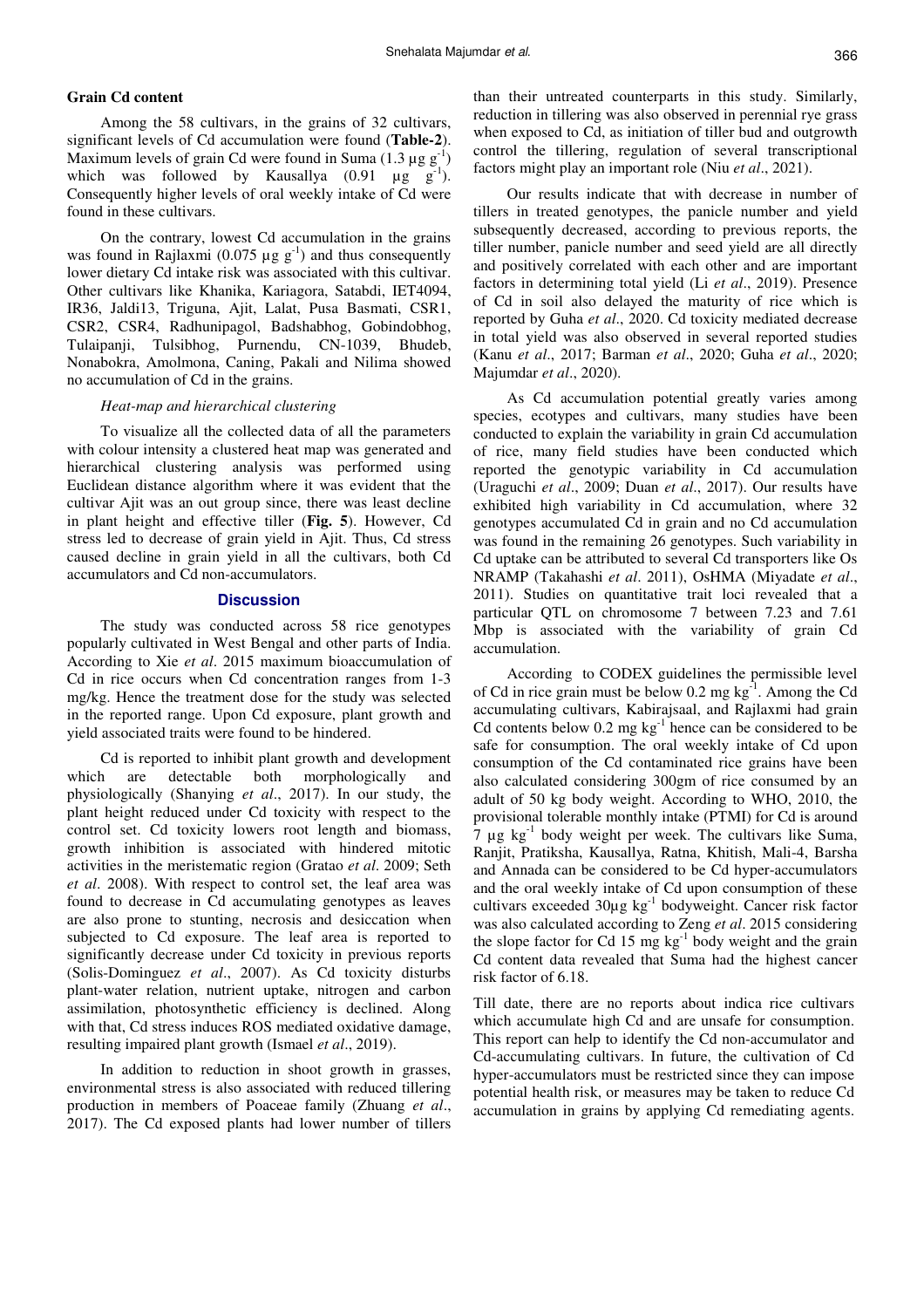**Grain Cd content**

Among the 58 cultivars, in the grains of 32 cultivars, significant levels of Cd accumulation were found (**Table-2**). Maximum levels of grain Cd were found in Suma (1.3 µg $g^{-1}$) which was followed by Kausallya (0.91 µg $g^{-1}$). Consequently higher levels of oral weekly intake of Cd were found in these cultivars.

On the contrary, lowest Cd accumulation in the grains was found in Rajlaxmi (0.075 µg $g^{-1}$) and thus consequently lower dietary Cd intake risk was associated with this cultivar. Other cultivars like Khanika, Kariagora, Satabdi, IET4094, IR36, Jaldi13, Triguna, Ajit, Lalat, Pusa Basmati, CSR1, CSR2, CSR4, Radhunipagol, Badshabhog, Gobindobhog, Tulaipanji, Tulsibhog, Purnendu, CN-1039, Bhudeb, Nonabokra, Amolmona, Caning, Pakali and Nilima showed no accumulation of Cd in the grains.

*Heat-map and hierarchical clustering*

To visualize all the collected data of all the parameters with colour intensity a clustered heat map was generated and hierarchical clustering analysis was performed using Euclidean distance algorithm where it was evident that the cultivar Ajit was an out group since, there was least decline in plant height and effective tiller (**Fig. 5**). However, Cd stress led to decrease of grain yield in Ajit. Thus, Cd stress caused decline in grain yield in all the cultivars, both Cd accumulators and Cd non-accumulators.

## Discussion

The study was conducted across 58 rice genotypes popularly cultivated in West Bengal and other parts of India. According to Xie *et al*. 2015 maximum bioaccumulation of Cd in rice occurs when Cd concentration ranges from 1-3 mg/kg. Hence the treatment dose for the study was selected in the reported range. Upon Cd exposure, plant growth and yield associated traits were found to be hindered.

Cd is reported to inhibit plant growth and development which are detectable both morphologically and physiologically (Shanying *et al*., 2017). In our study, the plant height reduced under Cd toxicity with respect to the control set. Cd toxicity lowers root length and biomass, growth inhibition is associated with hindered mitotic activities in the meristematic region (Gratao *et al*. 2009; Seth *et al*. 2008). With respect to control set, the leaf area was found to decrease in Cd accumulating genotypes as leaves are also prone to stunting, necrosis and desiccation when subjected to Cd exposure. The leaf area is reported to significantly decrease under Cd toxicity in previous reports (Solis-Dominguez *et al*., 2007). As Cd toxicity disturbs plant-water relation, nutrient uptake, nitrogen and carbon assimilation, photosynthetic efficiency is declined. Along with that, Cd stress induces ROS mediated oxidative damage, resulting impaired plant growth (Ismael *et al*., 2019).

In addition to reduction in shoot growth in grasses, environmental stress is also associated with reduced tillering production in members of Poaceae family (Zhuang *et al*., 2017). The Cd exposed plants had lower number of tillers than their untreated counterparts in this study. Similarly, reduction in tillering was also observed in perennial rye grass when exposed to Cd, as initiation of tiller bud and outgrowth control the tillering, regulation of several transcriptional factors might play an important role (Niu *et al*., 2021).

Our results indicate that with decrease in number of tillers in treated genotypes, the panicle number and yield subsequently decreased, according to previous reports, the tiller number, panicle number and seed yield are all directly and positively correlated with each other and are important factors in determining total yield (Li *et al*., 2019). Presence of Cd in soil also delayed the maturity of rice which is reported by Guha *et al*., 2020. Cd toxicity mediated decrease in total yield was also observed in several reported studies (Kanu *et al*., 2017; Barman *et al*., 2020; Guha *et al*., 2020; Majumdar *et al*., 2020).

As Cd accumulation potential greatly varies among species, ecotypes and cultivars, many studies have been conducted to explain the variability in grain Cd accumulation of rice, many field studies have been conducted which reported the genotypic variability in Cd accumulation (Uraguchi *et al*., 2009; Duan *et al*., 2017). Our results have exhibited high variability in Cd accumulation, where 32 genotypes accumulated Cd in grain and no Cd accumulation was found in the remaining 26 genotypes. Such variability in Cd uptake can be attributed to several Cd transporters like Os NRAMP (Takahashi *et al*. 2011), OsHMA (Miyadate *et al*., 2011). Studies on quantitative trait loci revealed that a particular QTL on chromosome 7 between 7.23 and 7.61 Mbp is associated with the variability of grain Cd accumulation.

According to CODEX guidelines the permissible level of Cd in rice grain must be below 0.2 mg $kg^{-1}$. Among the Cd accumulating cultivars, Kabirajsaal, and Rajlaxmi had grain Cd contents below 0.2 mg $kg^{-1}$ hence can be considered to be safe for consumption. The oral weekly intake of Cd upon consumption of the Cd contaminated rice grains have been also calculated considering 300gm of rice consumed by an adult of 50 kg body weight. According to WHO, 2010, the provisional tolerable monthly intake (PTMI) for Cd is around 7 µg $kg^{-1}$ body weight per week. The cultivars like Suma, Ranjit, Pratiksha, Kausallya, Ratna, Khitish, Mali-4, Barsha and Annada can be considered to be Cd hyper-accumulators and the oral weekly intake of Cd upon consumption of these cultivars exceeded 30µg $kg^{-1}$ bodyweight. Cancer risk factor was also calculated according to Zeng *et al*. 2015 considering the slope factor for Cd 15 mg $kg^{-1}$ body weight and the grain Cd content data revealed that Suma had the highest cancer risk factor of 6.18.

Till date, there are no reports about indica rice cultivars which accumulate high Cd and are unsafe for consumption. This report can help to identify the Cd non-accumulator and Cd-accumulating cultivars. In future, the cultivation of Cd hyper-accumulators must be restricted since they can impose potential health risk, or measures may be taken to reduce Cd accumulation in grains by applying Cd remediating agents.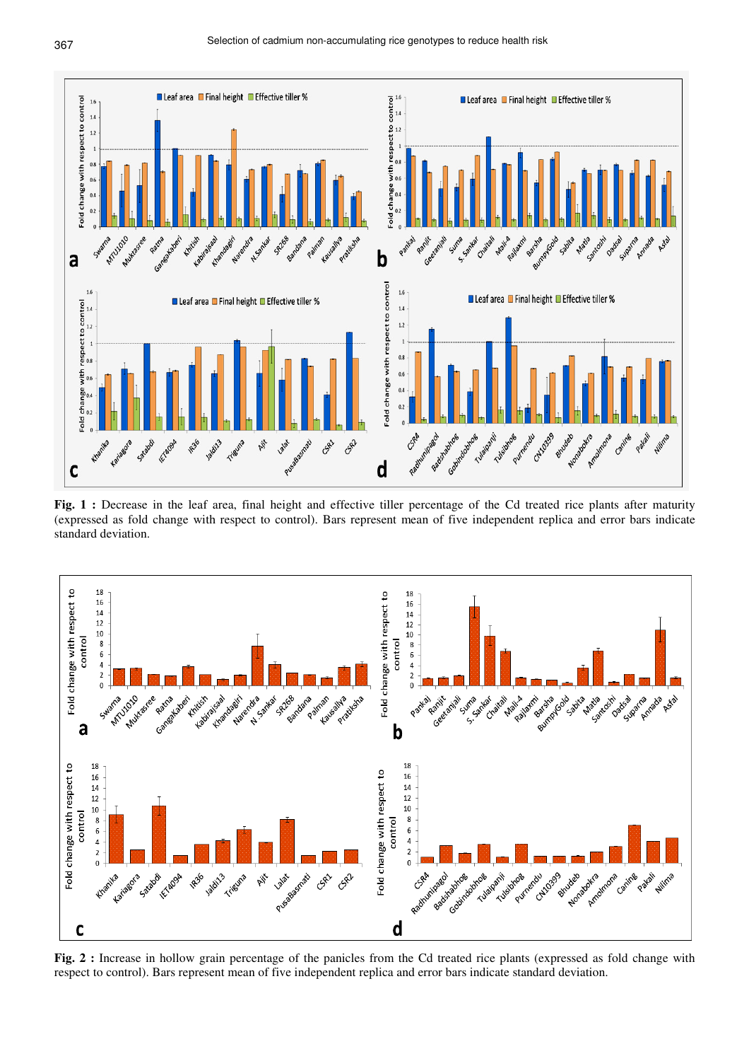**Fig. 1 :** Decrease in the leaf area, final height and effective tiller percentage of the Cd treated rice plants after maturity (expressed as fold change with respect to control). Bars represent mean of five independent replica and error bars indicate standard deviation.

**Fig. 2 :** Increase in hollow grain percentage of the panicles from the Cd treated rice plants (expressed as fold change with respect to control). Bars represent mean of five independent replica and error bars indicate standard deviation.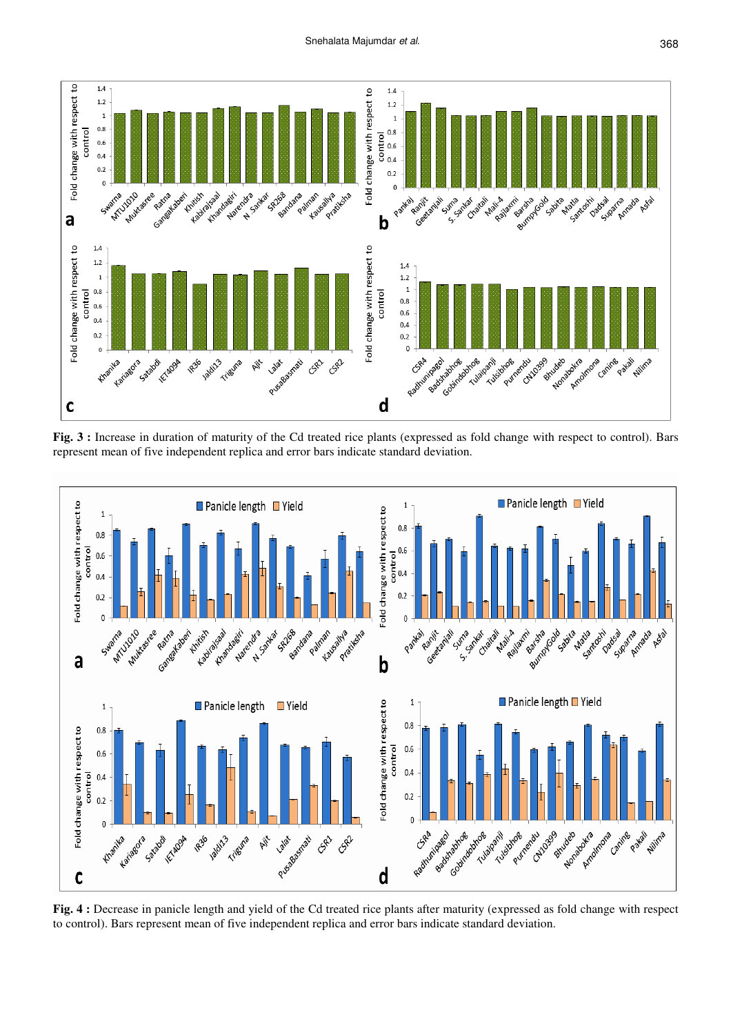**Fig. 3 :** Increase in duration of maturity of the Cd treated rice plants (expressed as fold change with respect to control). Bars represent mean of five independent replica and error bars indicate standard deviation.

**Fig. 4 :** Decrease in panicle length and yield of the Cd treated rice plants after maturity (expressed as fold change with respect to control). Bars represent mean of five independent replica and error bars indicate standard deviation.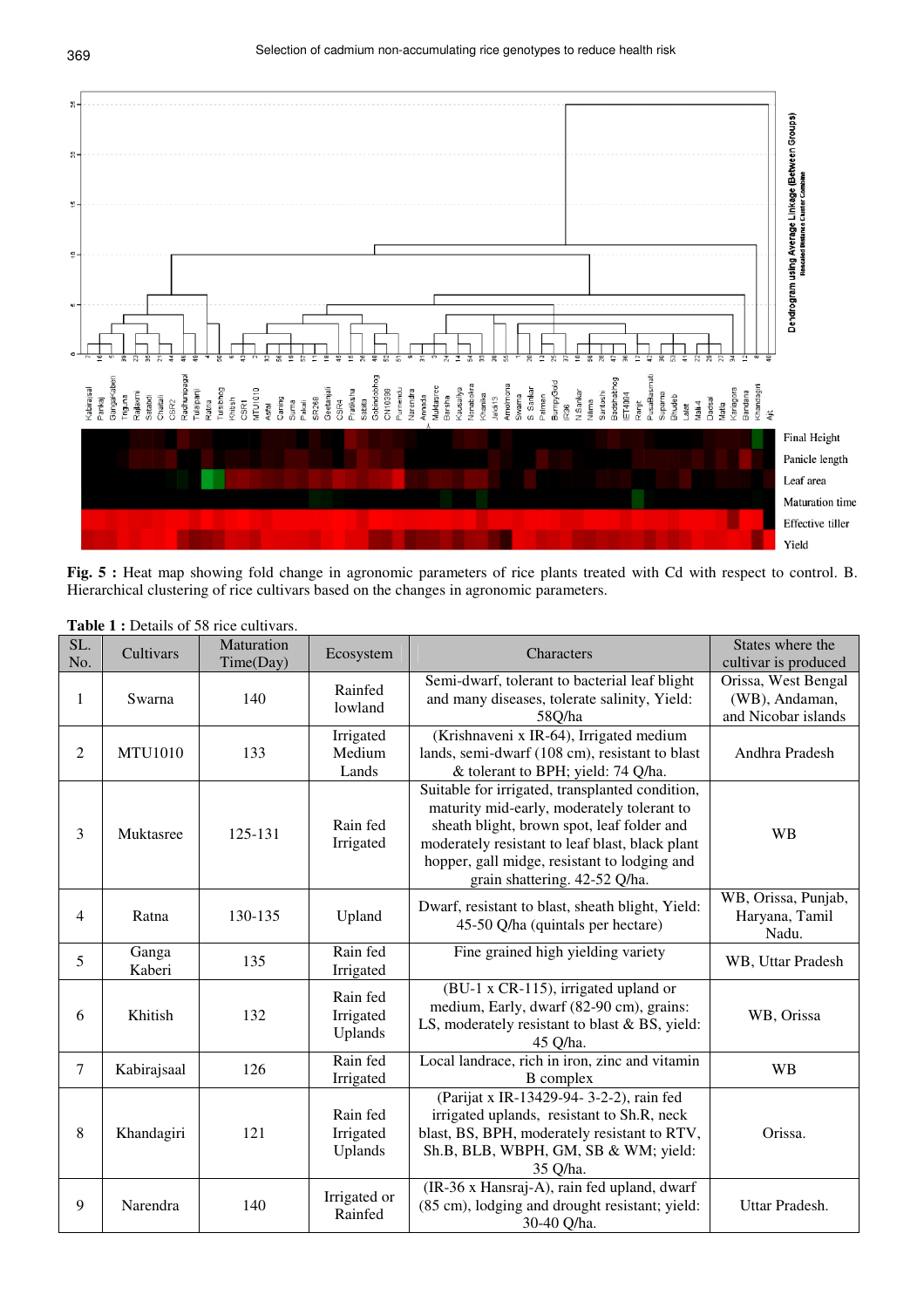**Fig. 5 :** Heat map showing fold change in agronomic parameters of rice plants treated with Cd with respect to control. B. Hierarchical clustering of rice cultivars based on the changes in agronomic parameters.

**Table 1 :** Details of 58 rice cultivars.

| SL. No. | Cultivars | Maturation Time(Day) | Ecosystem | Characters | States where the cultivar is produced |
|---|---|---|---|---|---|
| 1 | Swarna | 140 | Rainfed lowland | Semi-dwarf, tolerant to bacterial leaf blight and many diseases, tolerate salinity, Yield: 58Q/ha | Orissa, West Bengal (WB), Andaman, and Nicobar islands |
| 2 | MTU1010 | 133 | Irrigated Medium Lands | (Krishnaveni x IR-64), Irrigated medium lands, semi-dwarf (108 cm), resistant to blast & tolerant to BPH; yield: 74 Q/ha. | Andhra Pradesh |
| 3 | Muktasree | 125-131 | Rain fed Irrigated | Suitable for irrigated, transplanted condition, maturity mid-early, moderately tolerant to sheath blight, brown spot, leaf folder and moderately resistant to leaf blast, black plant hopper, gall midge, resistant to lodging and grain shattering. 42-52 Q/ha. | WB |
| 4 | Ratna | 130-135 | Upland | Dwarf, resistant to blast, sheath blight, Yield: 45-50 Q/ha (quintals per hectare) | WB, Orissa, Punjab, Haryana, Tamil Nadu. |
| 5 | Ganga Kaberi | 135 | Rain fed Irrigated | Fine grained high yielding variety | WB, Uttar Pradesh |
| 6 | Khitish | 132 | Rain fed Irrigated Uplands | (BU-1 x CR-115), irrigated upland or medium, Early, dwarf (82-90 cm), grains: LS, moderately resistant to blast & BS, yield: 45 Q/ha. | WB, Orissa |
| 7 | Kabirajsaal | 126 | Rain fed Irrigated | Local landrace, rich in iron, zinc and vitamin B complex | WB |
| 8 | Khandagiri | 121 | Rain fed Irrigated Uplands | (Parijat x IR-13429-94- 3-2-2), rain fed irrigated uplands, resistant to Sh.R, neck blast, BS, BPH, moderately resistant to RTV, Sh.B, BLB, WBPH, GM, SB & WM; yield: 35 Q/ha. | Orissa. |
| 9 | Narendra | 140 | Irrigated or Rainfed | (IR-36 x Hansraj-A), rain fed upland, dwarf (85 cm), lodging and drought resistant; yield: 30-40 Q/ha. | Uttar Pradesh. |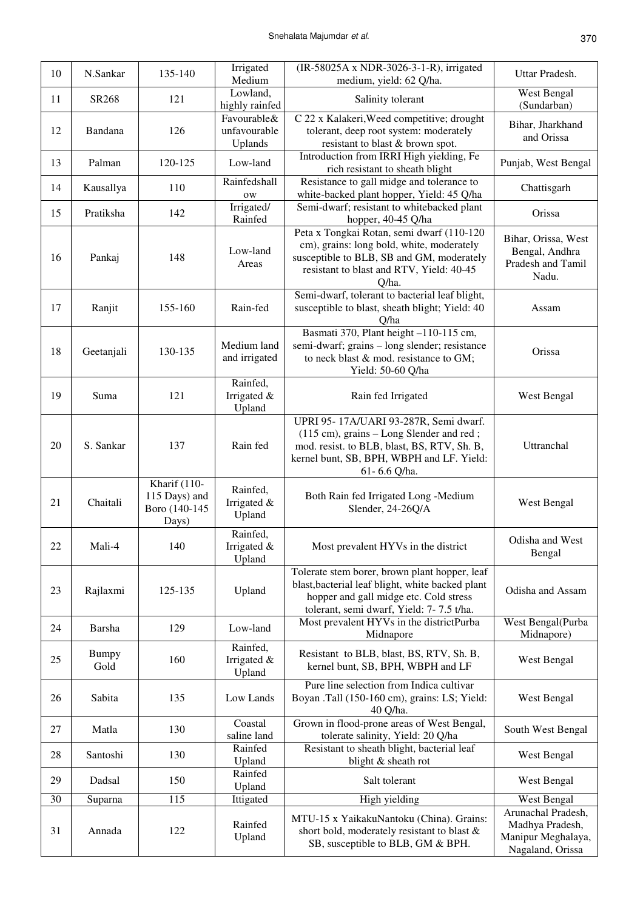| 10 | N.Sankar | 135-140 | Irrigated Medium | (IR-58025A x NDR-3026-3-1-R), irrigated medium, yield: 62 Q/ha. | Uttar Pradesh. |
|---|---|---|---|---|---|
| 11 | SR268 | 121 | Lowland, highly rainfed | Salinity tolerant | West Bengal (Sundarban) |
| 12 | Bandana | 126 | Favourable& unfavourable Uplands | C 22 x Kalakeri,Weed competitive; drought tolerant, deep root system: moderately resistant to blast & brown spot. | Bihar, Jharkhand and Orissa |
| 13 | Palman | 120-125 | Low-land | Introduction from IRRI High yielding, Fe rich resistant to sheath blight | Punjab, West Bengal |
| 14 | Kausallya | 110 | Rainfedshall ow | Resistance to gall midge and tolerance to white-backed plant hopper, Yield: 45 Q/ha | Chattisgarh |
| 15 | Pratiksha | 142 | Irrigated/ Rainfed | Semi-dwarf; resistant to whitebacked plant hopper, 40-45 Q/ha | Orissa |
| 16 | Pankaj | 148 | Low-land Areas | Peta x Tongkai Rotan, semi dwarf (110-120 cm), grains: long bold, white, moderately susceptible to BLB, SB and GM, moderately resistant to blast and RTV, Yield: 40-45 Q/ha. | Bihar, Orissa, West Bengal, Andhra Pradesh and Tamil Nadu. |
| 17 | Ranjit | 155-160 | Rain-fed | Semi-dwarf, tolerant to bacterial leaf blight, susceptible to blast, sheath blight; Yield: 40 Q/ha | Assam |
| 18 | Geetanjali | 130-135 | Medium land and irrigated | Basmati 370, Plant height –110-115 cm, semi-dwarf; grains – long slender; resistance to neck blast & mod. resistance to GM; Yield: 50-60 Q/ha | Orissa |
| 19 | Suma | 121 | Rainfed, Irrigated & Upland | Rain fed Irrigated | West Bengal |
| 20 | S. Sankar | 137 | Rain fed | UPRI 95- 17A/UARI 93-287R, Semi dwarf. (115 cm), grains – Long Slender and red ; mod. resist. to BLB, blast, BS, RTV, Sh. B, kernel bunt, SB, BPH, WBPH and LF. Yield: 61- 6.6 Q/ha. | Uttranchal |
| 21 | Chaitali | Kharif (110-115 Days) and Boro (140-145 Days) | Rainfed, Irrigated & Upland | Both Rain fed Irrigated Long -Medium Slender, 24-26Q/A | West Bengal |
| 22 | Mali-4 | 140 | Rainfed, Irrigated & Upland | Most prevalent HYVs in the district | Odisha and West Bengal |
| 23 | Rajlaxmi | 125-135 | Upland | Tolerate stem borer, brown plant hopper, leaf blast,bacterial leaf blight, white backed plant hopper and gall midge etc. Cold stress tolerant, semi dwarf, Yield: 7- 7.5 t/ha. | Odisha and Assam |
| 24 | Barsha | 129 | Low-land | Most prevalent HYVs in the districtPurba Midnapore | West Bengal(Purba Midnapore) |
| 25 | Bumpy Gold | 160 | Rainfed, Irrigated & Upland | Resistant to BLB, blast, BS, RTV, Sh. B, kernel bunt, SB, BPH, WBPH and LF | West Bengal |
| 26 | Sabita | 135 | Low Lands | Pure line selection from Indica cultivar Boyan .Tall (150-160 cm), grains: LS; Yield: 40 Q/ha. | West Bengal |
| 27 | Matla | 130 | Coastal saline land | Grown in flood-prone areas of West Bengal, tolerate salinity, Yield: 20 Q/ha | South West Bengal |
| 28 | Santoshi | 130 | Rainfed Upland | Resistant to sheath blight, bacterial leaf blight & sheath rot | West Bengal |
| 29 | Dadsal | 150 | Rainfed Upland | Salt tolerant | West Bengal |
| 30 | Suparna | 115 | Ittigated | High yielding | West Bengal |
| 31 | Annada | 122 | Rainfed Upland | MTU-15 x YaikakuNantoku (China). Grains: short bold, moderately resistant to blast & SB, susceptible to BLB, GM & BPH. | Arunachal Pradesh, Madhya Pradesh, Manipur Meghalaya, Nagaland, Orissa |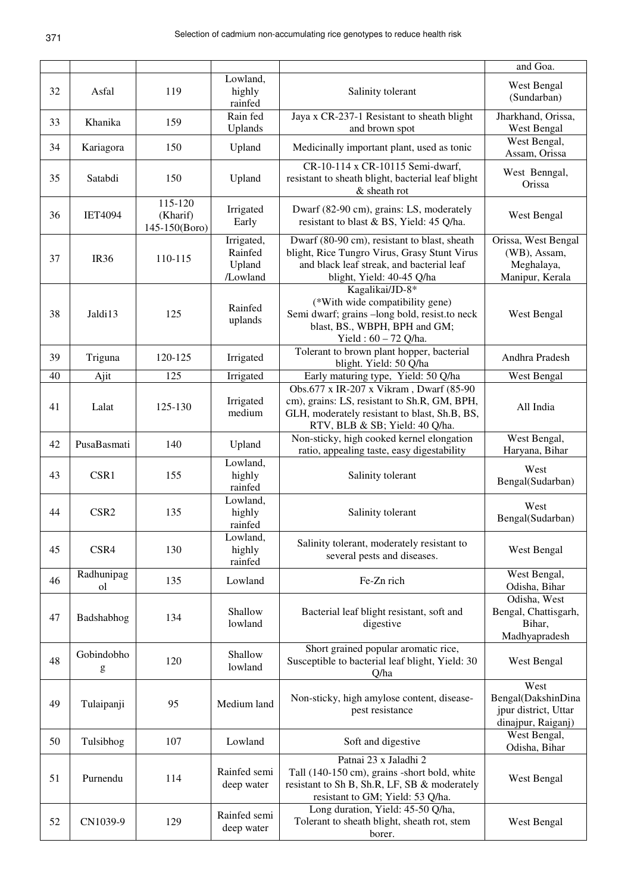| | | | | | |
|---|---|---|---|---|---|
| | | | | | and Goa. |
| 32 | Asfal | 119 | Lowland, highly rainfed | Salinity tolerant | West Bengal (Sundarban) |
| 33 | Khanika | 159 | Rain fed Uplands | Jaya x CR-237-1 Resistant to sheath blight and brown spot | Jharkhand, Orissa, West Bengal |
| 34 | Kariagora | 150 | Upland | Medicinally important plant, used as tonic | West Bengal, Assam, Orissa |
| 35 | Satabdi | 150 | Upland | CR-10-114 x CR-10115 Semi-dwarf, resistant to sheath blight, bacterial leaf blight & sheath rot | West Benngal, Orissa |
| 36 | IET4094 | 115-120 (Kharif) 145-150(Boro) | Irrigated Early | Dwarf (82-90 cm), grains: LS, moderately resistant to blast & BS, Yield: 45 Q/ha. | West Bengal |
| 37 | IR36 | 110-115 | Irrigated, Rainfed Upland /Lowland | Dwarf (80-90 cm), resistant to blast, sheath blight, Rice Tungro Virus, Grasy Stunt Virus and black leaf streak, and bacterial leaf blight, Yield: 40-45 Q/ha | Orissa, West Bengal (WB), Assam, Meghalaya, Manipur, Kerala |
| 38 | Jaldi13 | 125 | Rainfed uplands | Kagalikai/JD-8* (*With wide compatibility gene) Semi dwarf; grains –long bold, resist.to neck blast, BS., WBPH, BPH and GM; Yield : 60 – 72 Q/ha. | West Bengal |
| 39 | Triguna | 120-125 | Irrigated | Tolerant to brown plant hopper, bacterial blight. Yield: 50 Q/ha | Andhra Pradesh |
| 40 | Ajit | 125 | Irrigated | Early maturing type, Yield: 50 Q/ha | West Bengal |
| 41 | Lalat | 125-130 | Irrigated medium | Obs.677 x IR-207 x Vikram , Dwarf (85-90 cm), grains: LS, resistant to Sh.R, GM, BPH, GLH, moderately resistant to blast, Sh.B, BS, RTV, BLB & SB; Yield: 40 Q/ha. | All India |
| 42 | PusaBasmati | 140 | Upland | Non-sticky, high cooked kernel elongation ratio, appealing taste, easy digestability | West Bengal, Haryana, Bihar |
| 43 | CSR1 | 155 | Lowland, highly rainfed | Salinity tolerant | West Bengal(Sudarban) |
| 44 | CSR2 | 135 | Lowland, highly rainfed | Salinity tolerant | West Bengal(Sudarban) |
| 45 | CSR4 | 130 | Lowland, highly rainfed | Salinity tolerant, moderately resistant to several pests and diseases. | West Bengal |
| 46 | Radhunipagol | 135 | Lowland | Fe-Zn rich | West Bengal, Odisha, Bihar |
| 47 | Badshabhog | 134 | Shallow lowland | Bacterial leaf blight resistant, soft and digestive | Odisha, West Bengal, Chattisgarh, Bihar, Madhyapradesh |
| 48 | Gobindobhog | 120 | Shallow lowland | Short grained popular aromatic rice, Susceptible to bacterial leaf blight, Yield: 30 Q/ha | West Bengal |
| 49 | Tulaipanji | 95 | Medium land | Non-sticky, high amylose content, disease-pest resistance | West Bengal(DakshinDinajpur district, Uttar dinajpur, Raiganj) |
| 50 | Tulsibhog | 107 | Lowland | Soft and digestive | West Bengal, Odisha, Bihar |
| 51 | Purnendu | 114 | Rainfed semi deep water | Patnai 23 x Jaladhi 2 Tall (140-150 cm), grains -short bold, white resistant to Sh B, Sh.R, LF, SB & moderately resistant to GM; Yield: 53 Q/ha. | West Bengal |
| 52 | CN1039-9 | 129 | Rainfed semi deep water | Long duration, Yield: 45-50 Q/ha, Tolerant to sheath blight, sheath rot, stem borer. | West Bengal |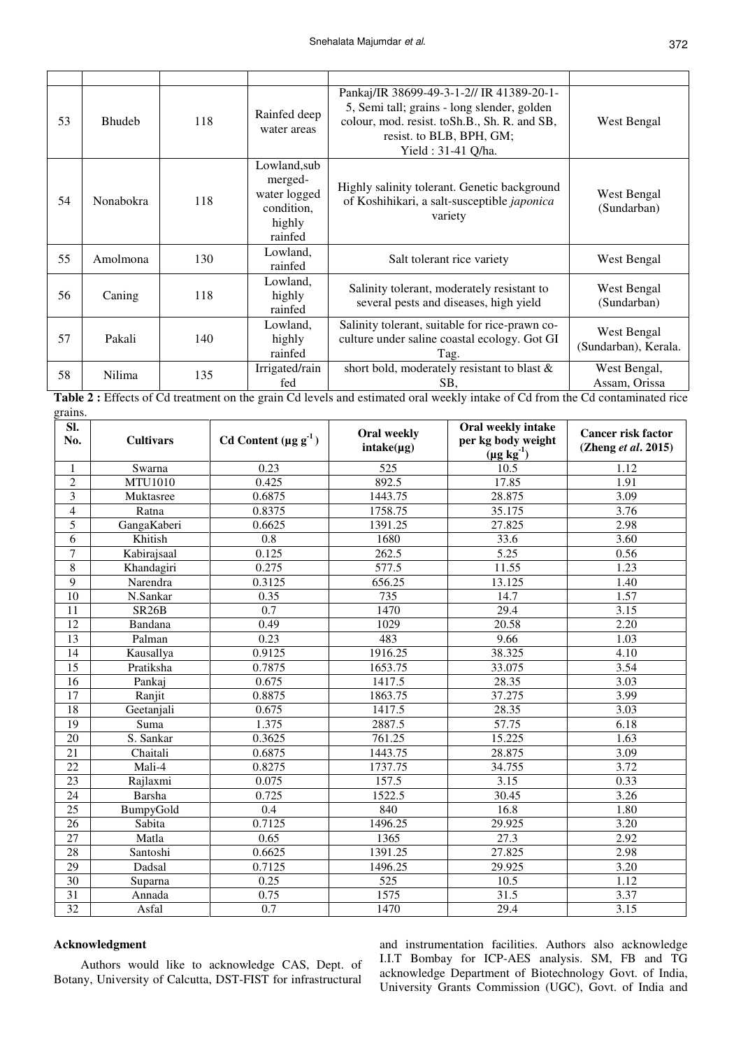| | | | | | |
|---|---|---|---|---|---|
| 53 | Bhudeb | 118 | Rainfed deep water areas | Pankaj/IR 38699-49-3-1-2// IR 41389-20-1-5, Semi tall; grains - long slender, golden colour, mod. resist. toSh.B., Sh. R. and SB, resist. to BLB, BPH, GM; Yield : 31-41 Q/ha. | West Bengal |
| 54 | Nonabokra | 118 | Lowland,sub merged-water logged condition, highly rainfed | Highly salinity tolerant. Genetic background of Koshihikari, a salt-susceptible *japonica* variety | West Bengal (Sundarban) |
| 55 | Amolmona | 130 | Lowland, rainfed | Salt tolerant rice variety | West Bengal |
| 56 | Caning | 118 | Lowland, highly rainfed | Salinity tolerant, moderately resistant to several pests and diseases, high yield | West Bengal (Sundarban) |
| 57 | Pakali | 140 | Lowland, highly rainfed | Salinity tolerant, suitable for rice-prawn co-culture under saline coastal ecology. Got GI Tag. | West Bengal (Sundarban), Kerala. |
| 58 | Nilima | 135 | Irrigated/rain fed | short bold, moderately resistant to blast & SB, | West Bengal, Assam, Orissa |

**Table 2 :** Effects of Cd treatment on the grain Cd levels and estimated oral weekly intake of Cd from the Cd contaminated rice grains.

| Sl. No. | Cultivars | Cd Content ($\mu g\ g^{-1}$) | Oral weekly intake(µg) | Oral weekly intake per kg body weight ($\mu g\ kg^{-1}$) | Cancer risk factor (Zheng *et al*. 2015) |
|---|---|---|---|---|---|
| 1 | Swarna | 0.23 | 525 | 10.5 | 1.12 |
| 2 | MTU1010 | 0.425 | 892.5 | 17.85 | 1.91 |
| 3 | Muktasree | 0.6875 | 1443.75 | 28.875 | 3.09 |
| 4 | Ratna | 0.8375 | 1758.75 | 35.175 | 3.76 |
| 5 | GangaKaberi | 0.6625 | 1391.25 | 27.825 | 2.98 |
| 6 | Khitish | 0.8 | 1680 | 33.6 | 3.60 |
| 7 | Kabirajsaal | 0.125 | 262.5 | 5.25 | 0.56 |
| 8 | Khandagiri | 0.275 | 577.5 | 11.55 | 1.23 |
| 9 | Narendra | 0.3125 | 656.25 | 13.125 | 1.40 |
| 10 | N.Sankar | 0.35 | 735 | 14.7 | 1.57 |
| 11 | SR26B | 0.7 | 1470 | 29.4 | 3.15 |
| 12 | Bandana | 0.49 | 1029 | 20.58 | 2.20 |
| 13 | Palman | 0.23 | 483 | 9.66 | 1.03 |
| 14 | Kausallya | 0.9125 | 1916.25 | 38.325 | 4.10 |
| 15 | Pratiksha | 0.7875 | 1653.75 | 33.075 | 3.54 |
| 16 | Pankaj | 0.675 | 1417.5 | 28.35 | 3.03 |
| 17 | Ranjit | 0.8875 | 1863.75 | 37.275 | 3.99 |
| 18 | Geetanjali | 0.675 | 1417.5 | 28.35 | 3.03 |
| 19 | Suma | 1.375 | 2887.5 | 57.75 | 6.18 |
| 20 | S. Sankar | 0.3625 | 761.25 | 15.225 | 1.63 |
| 21 | Chaitali | 0.6875 | 1443.75 | 28.875 | 3.09 |
| 22 | Mali-4 | 0.8275 | 1737.75 | 34.755 | 3.72 |
| 23 | Rajlaxmi | 0.075 | 157.5 | 3.15 | 0.33 |
| 24 | Barsha | 0.725 | 1522.5 | 30.45 | 3.26 |
| 25 | BumpyGold | 0.4 | 840 | 16.8 | 1.80 |
| 26 | Sabita | 0.7125 | 1496.25 | 29.925 | 3.20 |
| 27 | Matla | 0.65 | 1365 | 27.3 | 2.92 |
| 28 | Santoshi | 0.6625 | 1391.25 | 27.825 | 2.98 |
| 29 | Dadsal | 0.7125 | 1496.25 | 29.925 | 3.20 |
| 30 | Suparna | 0.25 | 525 | 10.5 | 1.12 |
| 31 | Annada | 0.75 | 1575 | 31.5 | 3.37 |
| 32 | Asfal | 0.7 | 1470 | 29.4 | 3.15 |

#### Acknowledgment

Authors would like to acknowledge CAS, Dept. of Botany, University of Calcutta, DST-FIST for infrastructural and instrumentation facilities. Authors also acknowledge I.I.T Bombay for ICP-AES analysis. SM, FB and TG acknowledge Department of Biotechnology Govt. of India, University Grants Commission (UGC), Govt. of India and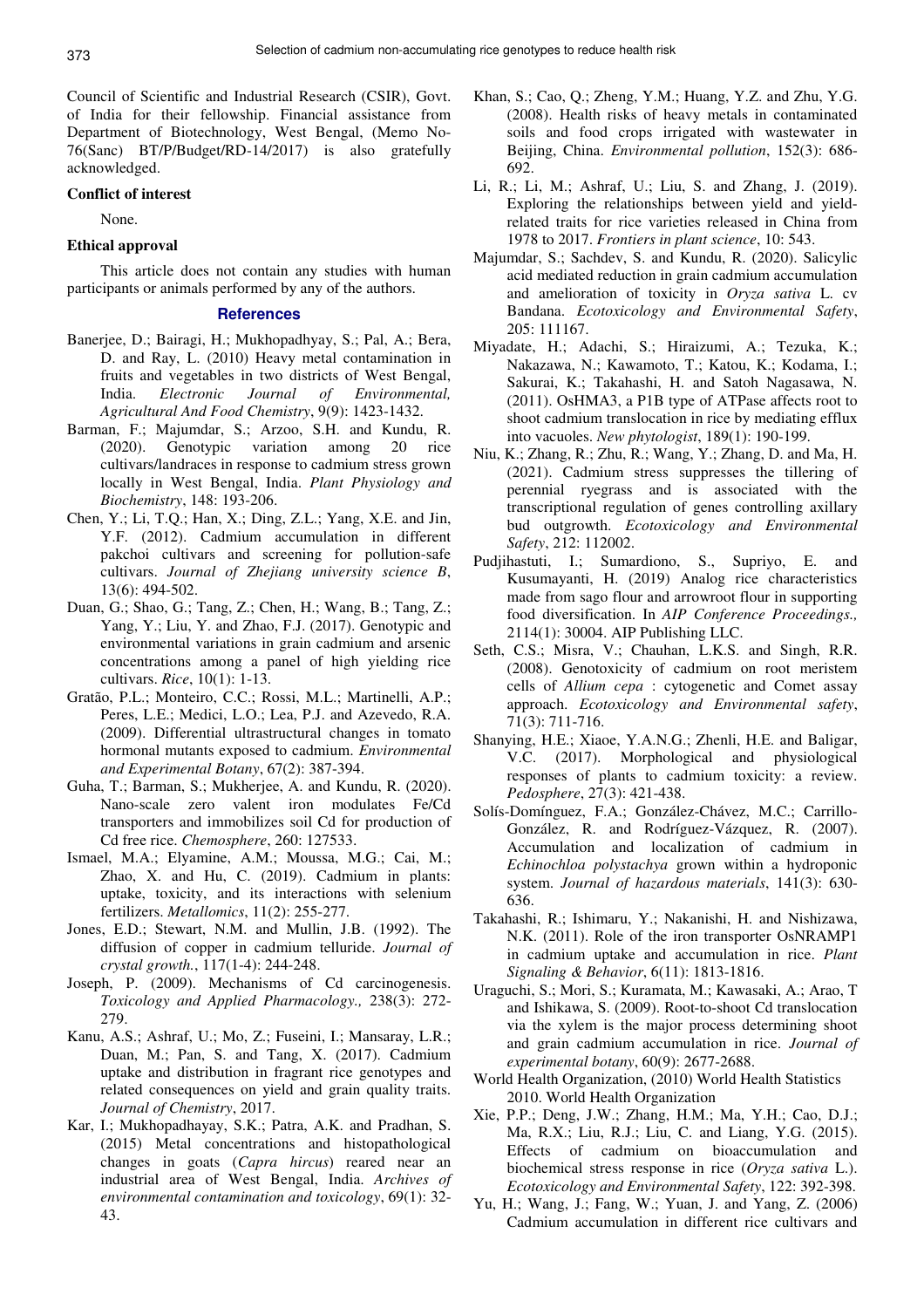Council of Scientific and Industrial Research (CSIR), Govt. of India for their fellowship. Financial assistance from Department of Biotechnology, West Bengal, (Memo No-76(Sanc) BT/P/Budget/RD-14/2017) is also gratefully acknowledged.

**Conflict of interest**

None.

**Ethical approval**

This article does not contain any studies with human participants or animals performed by any of the authors.

## References

Banerjee, D.; Bairagi, H.; Mukhopadhyay, S.; Pal, A.; Bera, D. and Ray, L. (2010) Heavy metal contamination in fruits and vegetables in two districts of West Bengal, India. *Electronic Journal of Environmental, Agricultural And Food Chemistry*, 9(9): 1423-1432.

Barman, F.; Majumdar, S.; Arzoo, S.H. and Kundu, R. (2020). Genotypic variation among 20 rice cultivars/landraces in response to cadmium stress grown locally in West Bengal, India. *Plant Physiology and Biochemistry*, 148: 193-206.

Chen, Y.; Li, T.Q.; Han, X.; Ding, Z.L.; Yang, X.E. and Jin, Y.F. (2012). Cadmium accumulation in different pakchoi cultivars and screening for pollution-safe cultivars. *Journal of Zhejiang university science B*, 13(6): 494-502.

Duan, G.; Shao, G.; Tang, Z.; Chen, H.; Wang, B.; Tang, Z.; Yang, Y.; Liu, Y. and Zhao, F.J. (2017). Genotypic and environmental variations in grain cadmium and arsenic concentrations among a panel of high yielding rice cultivars. *Rice*, 10(1): 1-13.

Gratão, P.L.; Monteiro, C.C.; Rossi, M.L.; Martinelli, A.P.; Peres, L.E.; Medici, L.O.; Lea, P.J. and Azevedo, R.A. (2009). Differential ultrastructural changes in tomato hormonal mutants exposed to cadmium. *Environmental and Experimental Botany*, 67(2): 387-394.

Guha, T.; Barman, S.; Mukherjee, A. and Kundu, R. (2020). Nano-scale zero valent iron modulates Fe/Cd transporters and immobilizes soil Cd for production of Cd free rice. *Chemosphere*, 260: 127533.

Ismael, M.A.; Elyamine, A.M.; Moussa, M.G.; Cai, M.; Zhao, X. and Hu, C. (2019). Cadmium in plants: uptake, toxicity, and its interactions with selenium fertilizers. *Metallomics*, 11(2): 255-277.

Jones, E.D.; Stewart, N.M. and Mullin, J.B. (1992). The diffusion of copper in cadmium telluride. *Journal of crystal growth.*, 117(1-4): 244-248.

Joseph, P. (2009). Mechanisms of Cd carcinogenesis. *Toxicology and Applied Pharmacology.,* 238(3): 272-279.

Kanu, A.S.; Ashraf, U.; Mo, Z.; Fuseini, I.; Mansaray, L.R.; Duan, M.; Pan, S. and Tang, X. (2017). Cadmium uptake and distribution in fragrant rice genotypes and related consequences on yield and grain quality traits. *Journal of Chemistry*, 2017.

Kar, I.; Mukhopadhayay, S.K.; Patra, A.K. and Pradhan, S. (2015) Metal concentrations and histopathological changes in goats (*Capra hircus*) reared near an industrial area of West Bengal, India. *Archives of environmental contamination and toxicology*, 69(1): 32-43.

Khan, S.; Cao, Q.; Zheng, Y.M.; Huang, Y.Z. and Zhu, Y.G. (2008). Health risks of heavy metals in contaminated soils and food crops irrigated with wastewater in Beijing, China. *Environmental pollution*, 152(3): 686-692.

Li, R.; Li, M.; Ashraf, U.; Liu, S. and Zhang, J. (2019). Exploring the relationships between yield and yield-related traits for rice varieties released in China from 1978 to 2017. *Frontiers in plant science*, 10: 543.

Majumdar, S.; Sachdev, S. and Kundu, R. (2020). Salicylic acid mediated reduction in grain cadmium accumulation and amelioration of toxicity in *Oryza sativa* L. cv Bandana. *Ecotoxicology and Environmental Safety*, 205: 111167.

Miyadate, H.; Adachi, S.; Hiraizumi, A.; Tezuka, K.; Nakazawa, N.; Kawamoto, T.; Katou, K.; Kodama, I.; Sakurai, K.; Takahashi, H. and Satoh Nagasawa, N. (2011). OsHMA3, a P1B type of ATPase affects root to shoot cadmium translocation in rice by mediating efflux into vacuoles. *New phytologist*, 189(1): 190-199.

Niu, K.; Zhang, R.; Zhu, R.; Wang, Y.; Zhang, D. and Ma, H. (2021). Cadmium stress suppresses the tillering of perennial ryegrass and is associated with the transcriptional regulation of genes controlling axillary bud outgrowth. *Ecotoxicology and Environmental Safety*, 212: 112002.

Pudjihastuti, I.; Sumardiono, S., Supriyo, E. and Kusumayanti, H. (2019) Analog rice characteristics made from sago flour and arrowroot flour in supporting food diversification. In *AIP Conference Proceedings.,* 2114(1): 30004. AIP Publishing LLC.

Seth, C.S.; Misra, V.; Chauhan, L.K.S. and Singh, R.R. (2008). Genotoxicity of cadmium on root meristem cells of *Allium cepa* : cytogenetic and Comet assay approach. *Ecotoxicology and Environmental safety*, 71(3): 711-716.

Shanying, H.E.; Xiaoe, Y.A.N.G.; Zhenli, H.E. and Baligar, V.C. (2017). Morphological and physiological responses of plants to cadmium toxicity: a review. *Pedosphere*, 27(3): 421-438.

Solís-Domínguez, F.A.; González-Chávez, M.C.; Carrillo-González, R. and Rodríguez-Vázquez, R. (2007). Accumulation and localization of cadmium in *Echinochloa polystachya* grown within a hydroponic system. *Journal of hazardous materials*, 141(3): 630-636.

Takahashi, R.; Ishimaru, Y.; Nakanishi, H. and Nishizawa, N.K. (2011). Role of the iron transporter OsNRAMP1 in cadmium uptake and accumulation in rice. *Plant Signaling & Behavior*, 6(11): 1813-1816.

Uraguchi, S.; Mori, S.; Kuramata, M.; Kawasaki, A.; Arao, T and Ishikawa, S. (2009). Root-to-shoot Cd translocation via the xylem is the major process determining shoot and grain cadmium accumulation in rice. *Journal of experimental botany*, 60(9): 2677-2688.

World Health Organization, (2010) World Health Statistics 2010. World Health Organization

Xie, P.P.; Deng, J.W.; Zhang, H.M.; Ma, Y.H.; Cao, D.J.; Ma, R.X.; Liu, R.J.; Liu, C. and Liang, Y.G. (2015). Effects of cadmium on bioaccumulation and biochemical stress response in rice (*Oryza sativa* L.). *Ecotoxicology and Environmental Safety*, 122: 392-398.

Yu, H.; Wang, J.; Fang, W.; Yuan, J. and Yang, Z. (2006) Cadmium accumulation in different rice cultivars and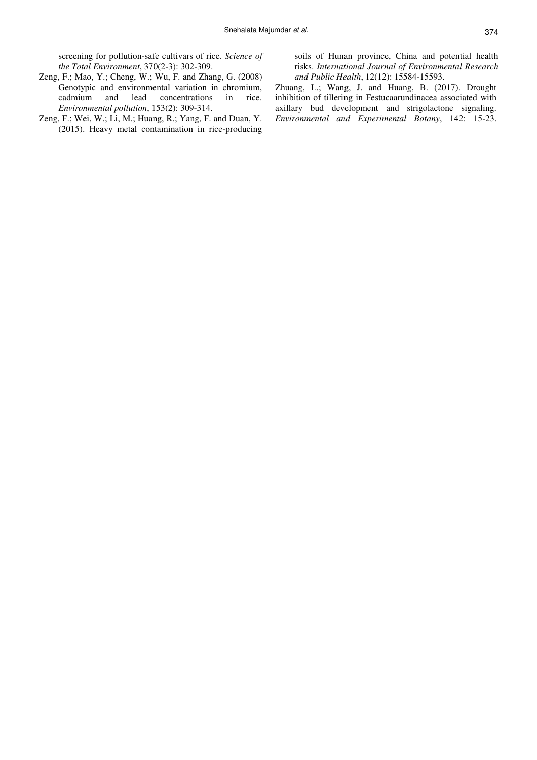screening for pollution-safe cultivars of rice. *Science of the Total Environment*, 370(2-3): 302-309.

Zeng, F.; Mao, Y.; Cheng, W.; Wu, F. and Zhang, G. (2008) Genotypic and environmental variation in chromium, cadmium and lead concentrations in rice. *Environmental pollution*, 153(2): 309-314.

Zeng, F.; Wei, W.; Li, M.; Huang, R.; Yang, F. and Duan, Y. (2015). Heavy metal contamination in rice-producing soils of Hunan province, China and potential health risks. *International Journal of Environmental Research and Public Health*, 12(12): 15584-15593.

Zhuang, L.; Wang, J. and Huang, B. (2017). Drought inhibition of tillering in Festucaarundinacea associated with axillary bud development and strigolactone signaling. *Environmental and Experimental Botany*, 142: 15-23.